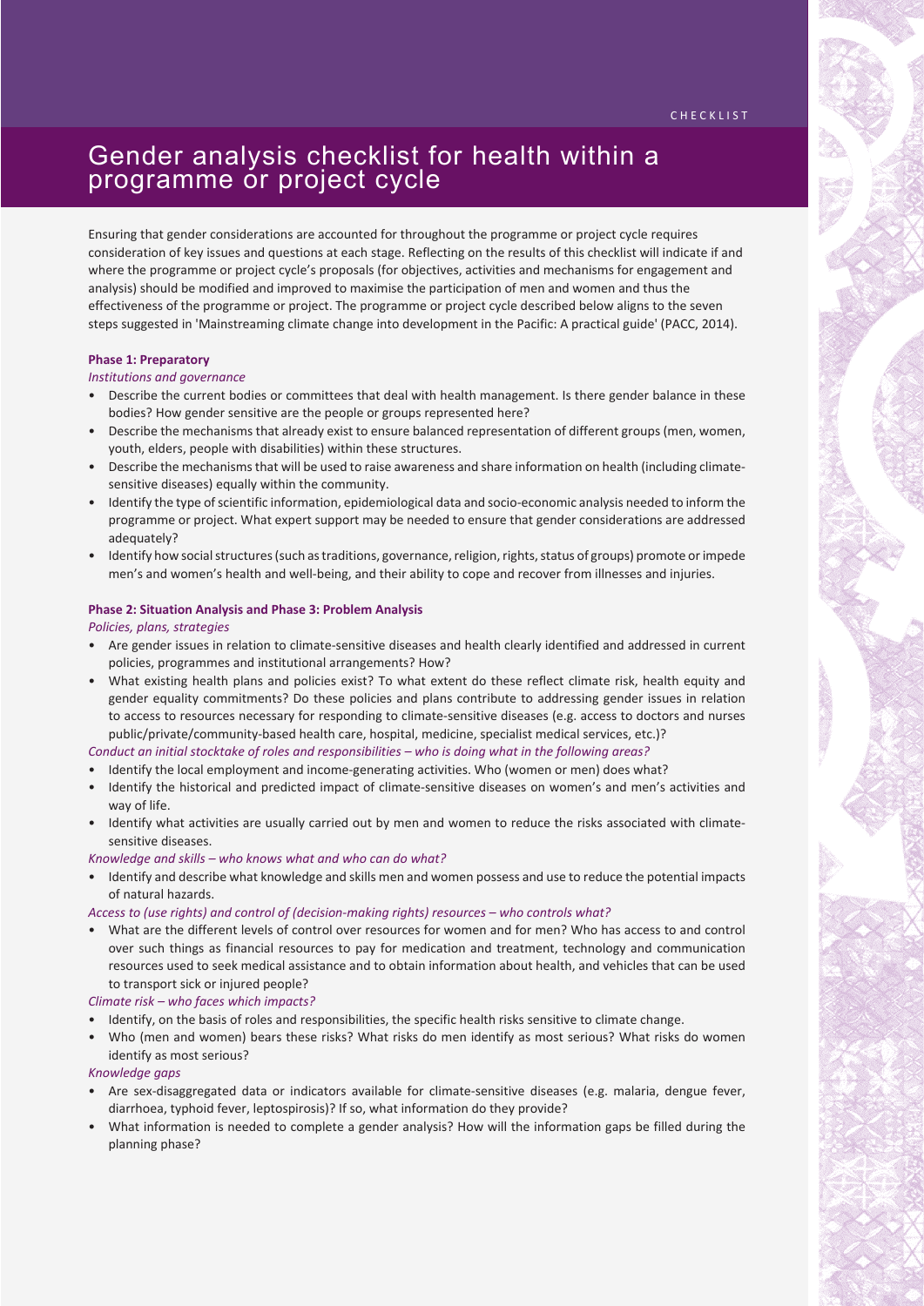# Gender analysis checklist for health within a programme or project cycle

Ensuring that gender considerations are accounted for throughout the programme or project cycle requires consideration of key issues and questions at each stage. Reflecting on the results of this checklist will indicate if and where the programme or project cycle's proposals (for objectives, activities and mechanisms for engagement and analysis) should be modified and improved to maximise the participation of men and women and thus the effectiveness of the programme or project. The programme or project cycle described below aligns to the seven steps suggested in 'Mainstreaming climate change into development in the Pacific: A practical guide' (PACC, 2014).

**Phase 1: Preparatory**

*Institutions and governance*

- Describe the current bodies or committees that deal with health management. Is there gender balance in these bodies? How gender sensitive are the people or groups represented here?
- Describe the mechanisms that already exist to ensure balanced representation of different groups (men, women, youth, elders, people with disabilities) within these structures.
- Describe the mechanisms that will be used to raise awareness and share information on health (including climate-sensitive diseases) equally within the community.
- Identify the type of scientific information, epidemiological data and socio-economic analysis needed to inform the programme or project. What expert support may be needed to ensure that gender considerations are addressed adequately?
- Identify how social structures (such as traditions, governance, religion, rights, status of groups) promote or impede men's and women's health and well-being, and their ability to cope and recover from illnesses and injuries.

**Phase 2: Situation Analysis and Phase 3: Problem Analysis**

*Policies, plans, strategies*

- Are gender issues in relation to climate-sensitive diseases and health clearly identified and addressed in current policies, programmes and institutional arrangements? How?
- What existing health plans and policies exist? To what extent do these reflect climate risk, health equity and gender equality commitments? Do these policies and plans contribute to addressing gender issues in relation to access to resources necessary for responding to climate-sensitive diseases (e.g. access to doctors and nurses public/private/community-based health care, hospital, medicine, specialist medical services, etc.)?

*Conduct an initial stocktake of roles and responsibilities – who is doing what in the following areas?*

- Identify the local employment and income-generating activities. Who (women or men) does what?
- Identify the historical and predicted impact of climate-sensitive diseases on women's and men's activities and way of life.
- Identify what activities are usually carried out by men and women to reduce the risks associated with climate-sensitive diseases.

*Knowledge and skills – who knows what and who can do what?*

- Identify and describe what knowledge and skills men and women possess and use to reduce the potential impacts of natural hazards.

*Access to (use rights) and control of (decision-making rights) resources – who controls what?*

- What are the different levels of control over resources for women and for men? Who has access to and control over such things as financial resources to pay for medication and treatment, technology and communication resources used to seek medical assistance and to obtain information about health, and vehicles that can be used to transport sick or injured people?

*Climate risk – who faces which impacts?*

- Identify, on the basis of roles and responsibilities, the specific health risks sensitive to climate change.
- Who (men and women) bears these risks? What risks do men identify as most serious? What risks do women identify as most serious?

*Knowledge gaps*

- Are sex-disaggregated data or indicators available for climate-sensitive diseases (e.g. malaria, dengue fever, diarrhoea, typhoid fever, leptospirosis)? If so, what information do they provide?
- What information is needed to complete a gender analysis? How will the information gaps be filled during the planning phase?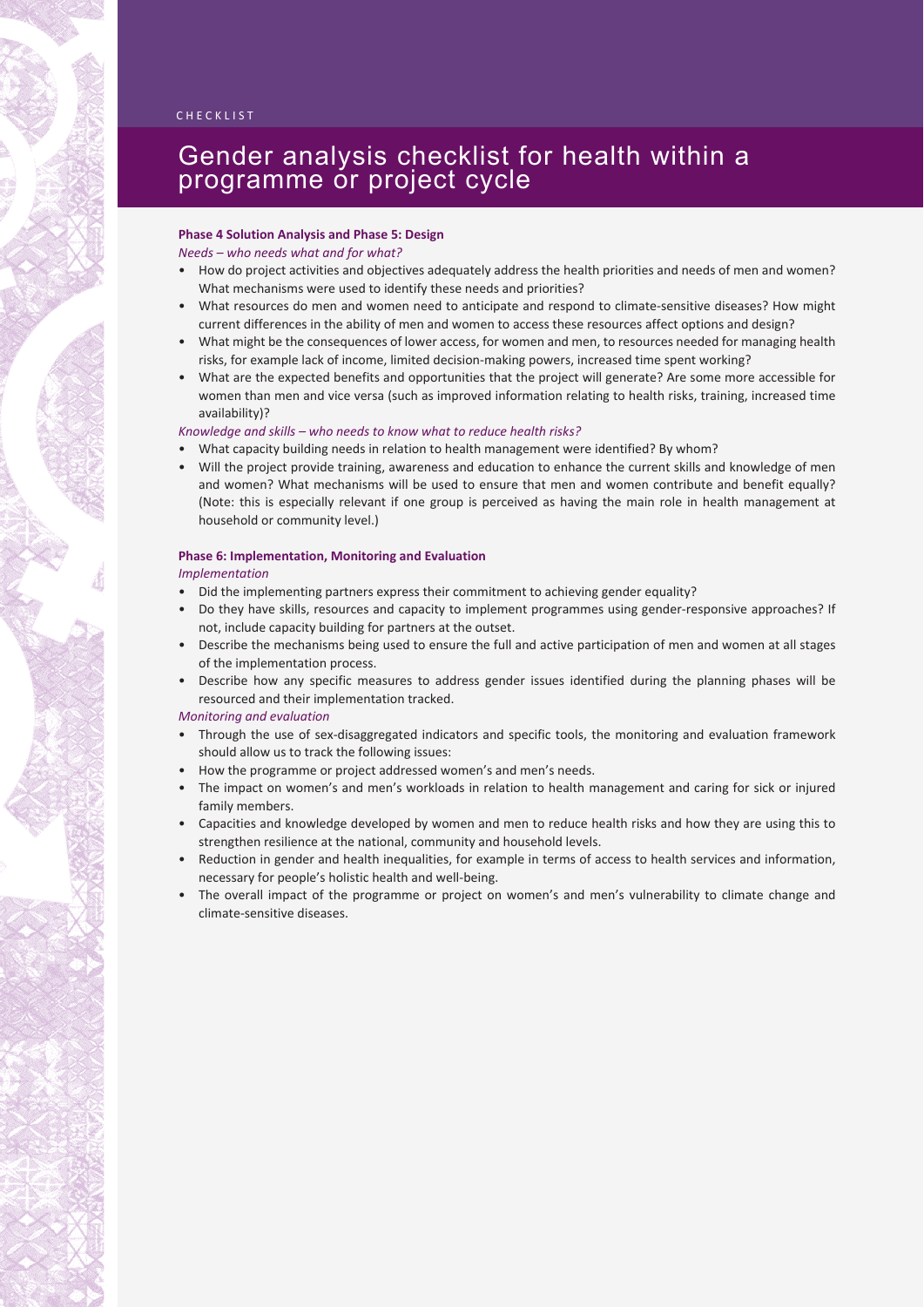CHECKLIST

# Gender analysis checklist for health within a programme or project cycle

**Phase 4 Solution Analysis and Phase 5: Design**

*Needs – who needs what and for what?*

- How do project activities and objectives adequately address the health priorities and needs of men and women? What mechanisms were used to identify these needs and priorities?
- What resources do men and women need to anticipate and respond to climate-sensitive diseases? How might current differences in the ability of men and women to access these resources affect options and design?
- What might be the consequences of lower access, for women and men, to resources needed for managing health risks, for example lack of income, limited decision-making powers, increased time spent working?
- What are the expected benefits and opportunities that the project will generate? Are some more accessible for women than men and vice versa (such as improved information relating to health risks, training, increased time availability)?

*Knowledge and skills – who needs to know what to reduce health risks?*

- What capacity building needs in relation to health management were identified? By whom?
- Will the project provide training, awareness and education to enhance the current skills and knowledge of men and women? What mechanisms will be used to ensure that men and women contribute and benefit equally? (Note: this is especially relevant if one group is perceived as having the main role in health management at household or community level.)

**Phase 6: Implementation, Monitoring and Evaluation**

*Implementation*

- Did the implementing partners express their commitment to achieving gender equality?
- Do they have skills, resources and capacity to implement programmes using gender-responsive approaches? If not, include capacity building for partners at the outset.
- Describe the mechanisms being used to ensure the full and active participation of men and women at all stages of the implementation process.
- Describe how any specific measures to address gender issues identified during the planning phases will be resourced and their implementation tracked.

*Monitoring and evaluation*

- Through the use of sex-disaggregated indicators and specific tools, the monitoring and evaluation framework should allow us to track the following issues:
- How the programme or project addressed women's and men's needs.
- The impact on women's and men's workloads in relation to health management and caring for sick or injured family members.
- Capacities and knowledge developed by women and men to reduce health risks and how they are using this to strengthen resilience at the national, community and household levels.
- Reduction in gender and health inequalities, for example in terms of access to health services and information, necessary for people's holistic health and well-being.
- The overall impact of the programme or project on women's and men's vulnerability to climate change and climate-sensitive diseases.